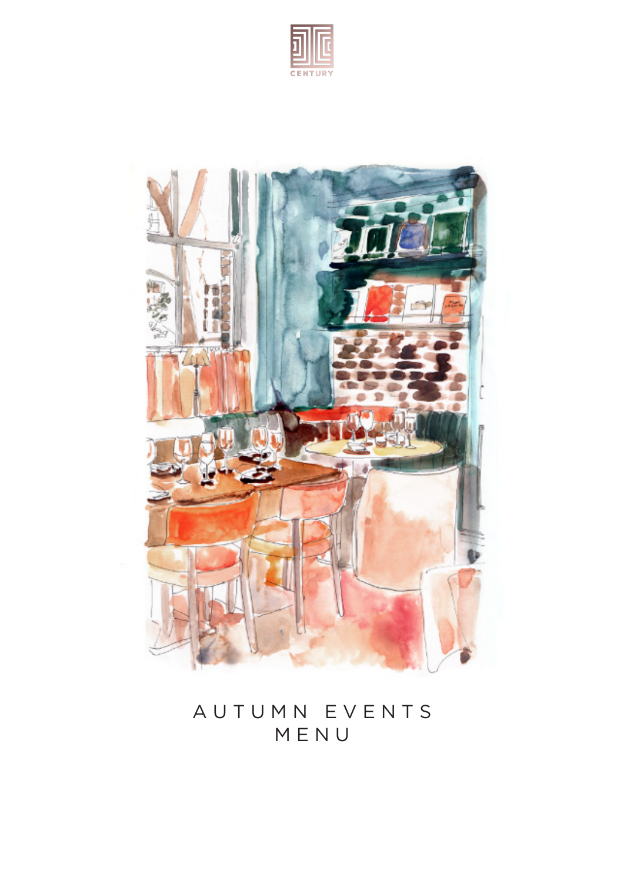CENTURY

# AUTUMN EVENTS MENU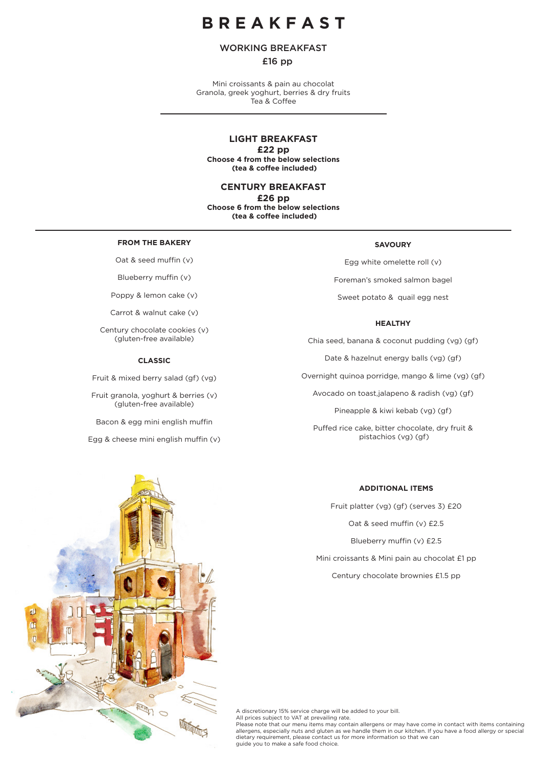# BREAKFAST

## WORKING BREAKFAST

**£16 pp**

Mini croissants & pain au chocolat
Granola, greek yoghurt, berries & dry fruits
Tea & Coffee

---

## LIGHT BREAKFAST

**£22 pp**

**Choose 4 from the below selections**
**(tea & coffee included)**

## CENTURY BREAKFAST

**£26 pp**

**Choose 6 from the below selections**
**(tea & coffee included)**

---

### FROM THE BAKERY

Oat & seed muffin (v)

Blueberry muffin (v)

Poppy & lemon cake (v)

Carrot & walnut cake (v)

Century chocolate cookies (v)
(gluten-free available)

### CLASSIC

Fruit & mixed berry salad (gf) (vg)

Fruit granola, yoghurt & berries (v)
(gluten-free available)

Bacon & egg mini english muffin

Egg & cheese mini english muffin (v)

### SAVOURY

Egg white omelette roll (v)

Foreman's smoked salmon bagel

Sweet potato & quail egg nest

### HEALTHY

Chia seed, banana & coconut pudding (vg) (gf)

Date & hazelnut energy balls (vg) (gf)

Overnight quinoa porridge, mango & lime (vg) (gf)

Avocado on toast,jalapeno & radish (vg) (gf)

Pineapple & kiwi kebab (vg) (gf)

Puffed rice cake, bitter chocolate, dry fruit &
pistachios (vg) (gf)

### ADDITIONAL ITEMS

Fruit platter (vg) (gf) (serves 3) £20

Oat & seed muffin (v) £2.5

Blueberry muffin (v) £2.5

Mini croissants & Mini pain au chocolat £1 pp

Century chocolate brownies £1.5 pp

A discretionary 15% service charge will be added to your bill.
All prices subject to VAT at prevailing rate.
Please note that our menu items may contain allergens or may have come in contact with items containing allergens, especially nuts and gluten as we handle them in our kitchen. If you have a food allergy or special dietary requirement, please contact us for more information so that we can guide you to make a safe food choice.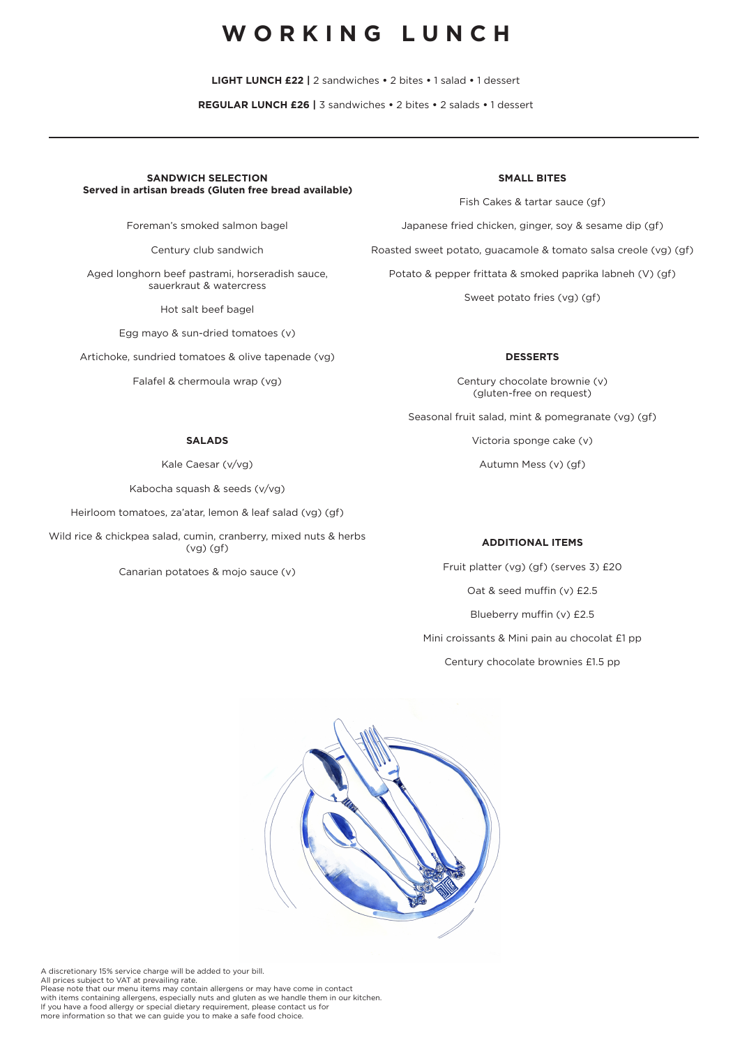# WORKING LUNCH

**LIGHT LUNCH £22 |** 2 sandwiches • 2 bites • 1 salad • 1 dessert

**REGULAR LUNCH £26 |** 3 sandwiches • 2 bites • 2 salads • 1 dessert

---

**SANDWICH SELECTION**
**Served in artisan breads (Gluten free bread available)**

Foreman's smoked salmon bagel

Century club sandwich

Aged longhorn beef pastrami, horseradish sauce, sauerkraut & watercress

Hot salt beef bagel

Egg mayo & sun-dried tomatoes (v)

Artichoke, sundried tomatoes & olive tapenade (vg)

Falafel & chermoula wrap (vg)

**SALADS**

Kale Caesar (v/vg)

Kabocha squash & seeds (v/vg)

Heirloom tomatoes, za'atar, lemon & leaf salad (vg) (gf)

Wild rice & chickpea salad, cumin, cranberry, mixed nuts & herbs (vg) (gf)

Canarian potatoes & mojo sauce (v)

**SMALL BITES**

Fish Cakes & tartar sauce (gf)

Japanese fried chicken, ginger, soy & sesame dip (gf)

Roasted sweet potato, guacamole & tomato salsa creole (vg) (gf)

Potato & pepper frittata & smoked paprika labneh (V) (gf)

Sweet potato fries (vg) (gf)

**DESSERTS**

Century chocolate brownie (v)
(gluten-free on request)

Seasonal fruit salad, mint & pomegranate (vg) (gf)

Victoria sponge cake (v)

Autumn Mess (v) (gf)

**ADDITIONAL ITEMS**

Fruit platter (vg) (gf) (serves 3) £20

Oat & seed muffin (v) £2.5

Blueberry muffin (v) £2.5

Mini croissants & Mini pain au chocolat £1 pp

Century chocolate brownies £1.5 pp

A discretionary 15% service charge will be added to your bill.
All prices subject to VAT at prevailing rate.
Please note that our menu items may contain allergens or may have come in contact with items containing allergens, especially nuts and gluten as we handle them in our kitchen.
If you have a food allergy or special dietary requirement, please contact us for more information so that we can guide you to make a safe food choice.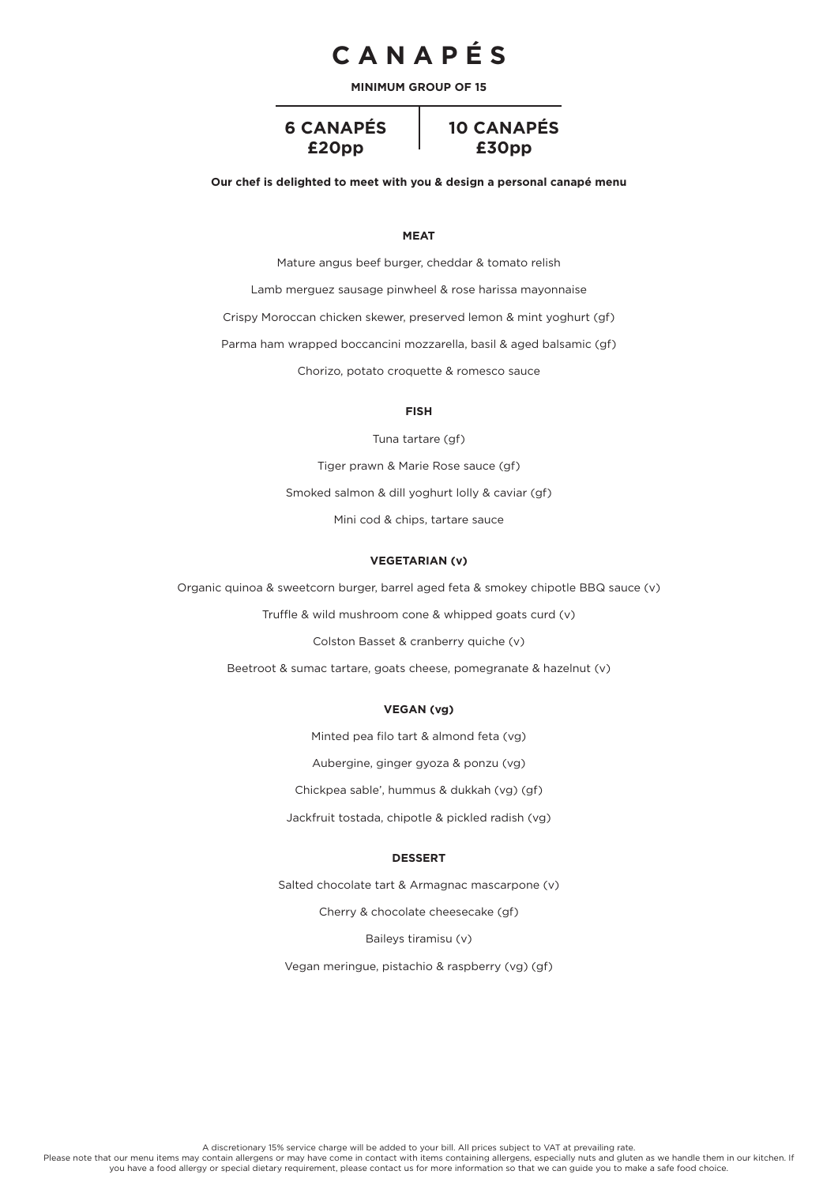# CANAPÉS

**MINIMUM GROUP OF 15**

| 6 CANAPÉS | 10 CANAPÉS |
| --- | --- |
| £20pp | £30pp |

**Our chef is delighted to meet with you & design a personal canapé menu**

## MEAT

Mature angus beef burger, cheddar & tomato relish

Lamb merguez sausage pinwheel & rose harissa mayonnaise

Crispy Moroccan chicken skewer, preserved lemon & mint yoghurt (gf)

Parma ham wrapped boccancini mozzarella, basil & aged balsamic (gf)

Chorizo, potato croquette & romesco sauce

## FISH

Tuna tartare (gf)

Tiger prawn & Marie Rose sauce (gf)

Smoked salmon & dill yoghurt lolly & caviar (gf)

Mini cod & chips, tartare sauce

## VEGETARIAN (v)

Organic quinoa & sweetcorn burger, barrel aged feta & smokey chipotle BBQ sauce (v)

Truffle & wild mushroom cone & whipped goats curd (v)

Colston Basset & cranberry quiche (v)

Beetroot & sumac tartare, goats cheese, pomegranate & hazelnut (v)

## VEGAN (vg)

Minted pea filo tart & almond feta (vg)

Aubergine, ginger gyoza & ponzu (vg)

Chickpea sable', hummus & dukkah (vg) (gf)

Jackfruit tostada, chipotle & pickled radish (vg)

## DESSERT

Salted chocolate tart & Armagnac mascarpone (v)

Cherry & chocolate cheesecake (gf)

Baileys tiramisu (v)

Vegan meringue, pistachio & raspberry (vg) (gf)

A discretionary 15% service charge will be added to your bill. All prices subject to VAT at prevailing rate.
Please note that our menu items may contain allergens or may have come in contact with items containing allergens, especially nuts and gluten as we handle them in our kitchen. If you have a food allergy or special dietary requirement, please contact us for more information so that we can guide you to make a safe food choice.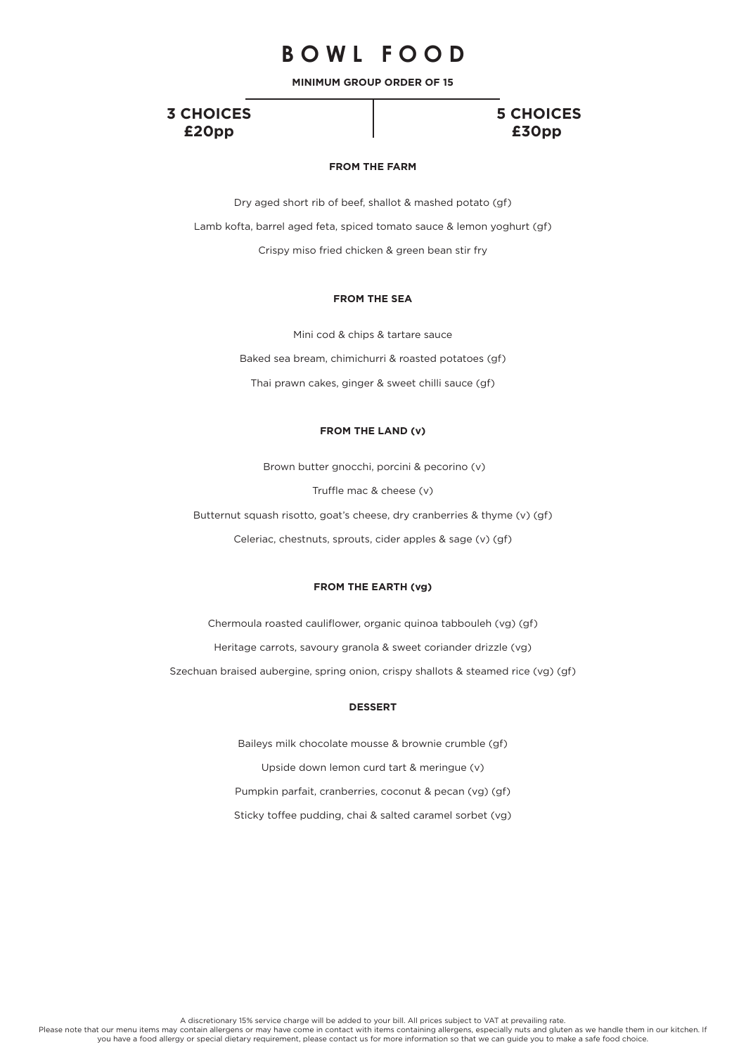# BOWL FOOD

**MINIMUM GROUP ORDER OF 15**

| 3 CHOICES £20pp | 5 CHOICES £30pp |
| --- | --- |

**FROM THE FARM**

Dry aged short rib of beef, shallot & mashed potato (gf)

Lamb kofta, barrel aged feta, spiced tomato sauce & lemon yoghurt (gf)

Crispy miso fried chicken & green bean stir fry

**FROM THE SEA**

Mini cod & chips & tartare sauce

Baked sea bream, chimichurri & roasted potatoes (gf)

Thai prawn cakes, ginger & sweet chilli sauce (gf)

**FROM THE LAND (v)**

Brown butter gnocchi, porcini & pecorino (v)

Truffle mac & cheese (v)

Butternut squash risotto, goat's cheese, dry cranberries & thyme (v) (gf)

Celeriac, chestnuts, sprouts, cider apples & sage (v) (gf)

**FROM THE EARTH (vg)**

Chermoula roasted cauliflower, organic quinoa tabbouleh (vg) (gf)

Heritage carrots, savoury granola & sweet coriander drizzle (vg)

Szechuan braised aubergine, spring onion, crispy shallots & steamed rice (vg) (gf)

**DESSERT**

Baileys milk chocolate mousse & brownie crumble (gf)

Upside down lemon curd tart & meringue (v)

Pumpkin parfait, cranberries, coconut & pecan (vg) (gf)

Sticky toffee pudding, chai & salted caramel sorbet (vg)

A discretionary 15% service charge will be added to your bill. All prices subject to VAT at prevailing rate.
Please note that our menu items may contain allergens or may have come in contact with items containing allergens, especially nuts and gluten as we handle them in our kitchen. If you have a food allergy or special dietary requirement, please contact us for more information so that we can guide you to make a safe food choice.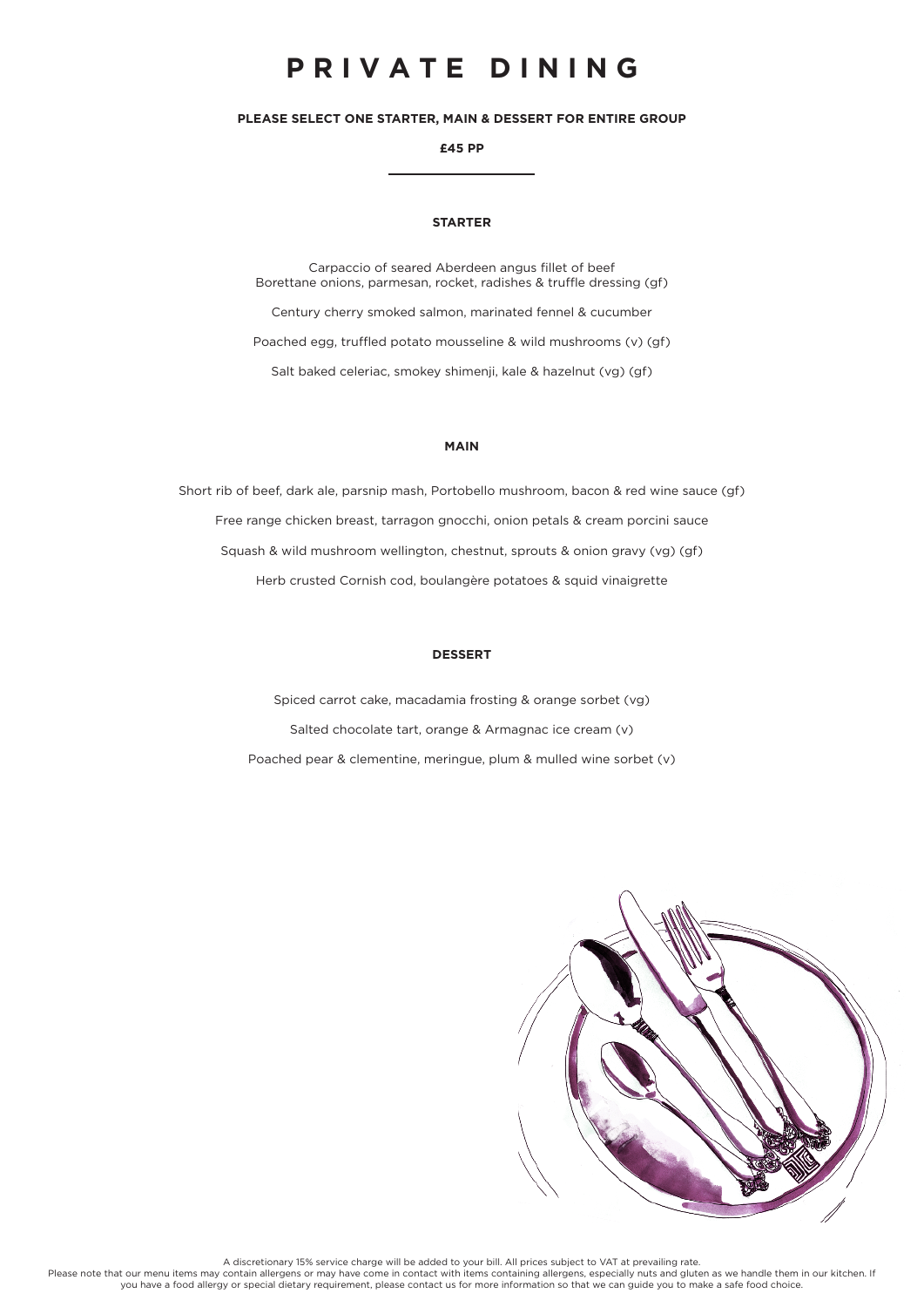# PRIVATE DINING

**PLEASE SELECT ONE STARTER, MAIN & DESSERT FOR ENTIRE GROUP**

**£45 PP**

## STARTER

Carpaccio of seared Aberdeen angus fillet of beef
Borettane onions, parmesan, rocket, radishes & truffle dressing (gf)

Century cherry smoked salmon, marinated fennel & cucumber

Poached egg, truffled potato mousseline & wild mushrooms (v) (gf)

Salt baked celeriac, smokey shimenji, kale & hazelnut (vg) (gf)

## MAIN

Short rib of beef, dark ale, parsnip mash, Portobello mushroom, bacon & red wine sauce (gf)

Free range chicken breast, tarragon gnocchi, onion petals & cream porcini sauce

Squash & wild mushroom wellington, chestnut, sprouts & onion gravy (vg) (gf)

Herb crusted Cornish cod, boulangère potatoes & squid vinaigrette

## DESSERT

Spiced carrot cake, macadamia frosting & orange sorbet (vg)

Salted chocolate tart, orange & Armagnac ice cream (v)

Poached pear & clementine, meringue, plum & mulled wine sorbet (v)

A discretionary 15% service charge will be added to your bill. All prices subject to VAT at prevailing rate.
Please note that our menu items may contain allergens or may have come in contact with items containing allergens, especially nuts and gluten as we handle them in our kitchen. If you have a food allergy or special dietary requirement, please contact us for more information so that we can guide you to make a safe food choice.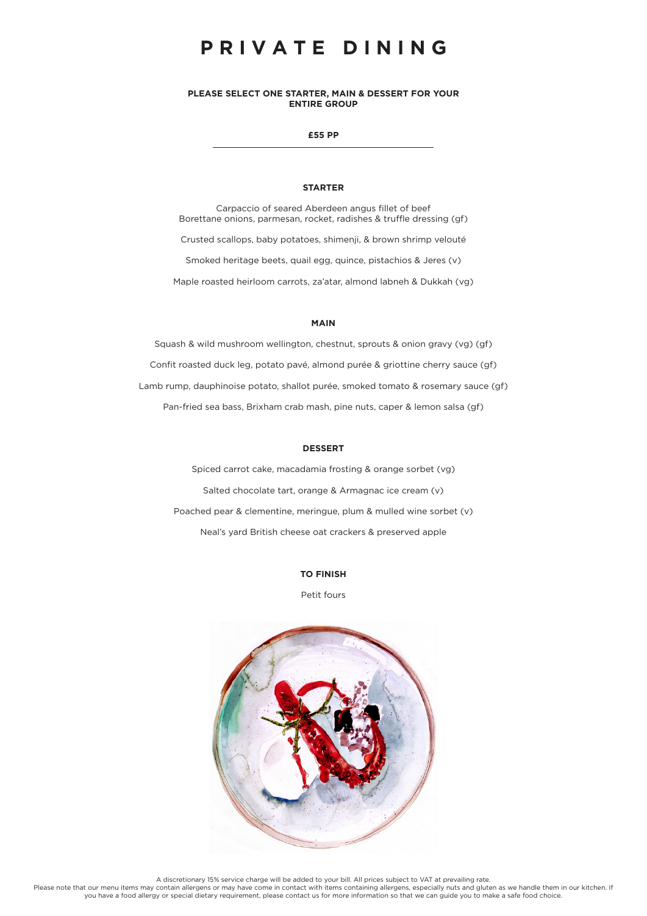# PRIVATE DINING

**PLEASE SELECT ONE STARTER, MAIN & DESSERT FOR YOUR ENTIRE GROUP**

**£55 PP**

---

## STARTER

Carpaccio of seared Aberdeen angus fillet of beef
Borettane onions, parmesan, rocket, radishes & truffle dressing (gf)

Crusted scallops, baby potatoes, shimenji, & brown shrimp velouté

Smoked heritage beets, quail egg, quince, pistachios & Jeres (v)

Maple roasted heirloom carrots, za'atar, almond labneh & Dukkah (vg)

## MAIN

Squash & wild mushroom wellington, chestnut, sprouts & onion gravy (vg) (gf)

Confit roasted duck leg, potato pavé, almond purée & griottine cherry sauce (gf)

Lamb rump, dauphinoise potato, shallot purée, smoked tomato & rosemary sauce (gf)

Pan-fried sea bass, Brixham crab mash, pine nuts, caper & lemon salsa (gf)

## DESSERT

Spiced carrot cake, macadamia frosting & orange sorbet (vg)

Salted chocolate tart, orange & Armagnac ice cream (v)

Poached pear & clementine, meringue, plum & mulled wine sorbet (v)

Neal's yard British cheese oat crackers & preserved apple

## TO FINISH

Petit fours

A discretionary 15% service charge will be added to your bill. All prices subject to VAT at prevailing rate.
Please note that our menu items may contain allergens or may have come in contact with items containing allergens, especially nuts and gluten as we handle them in our kitchen. If you have a food allergy or special dietary requirement, please contact us for more information so that we can guide you to make a safe food choice.